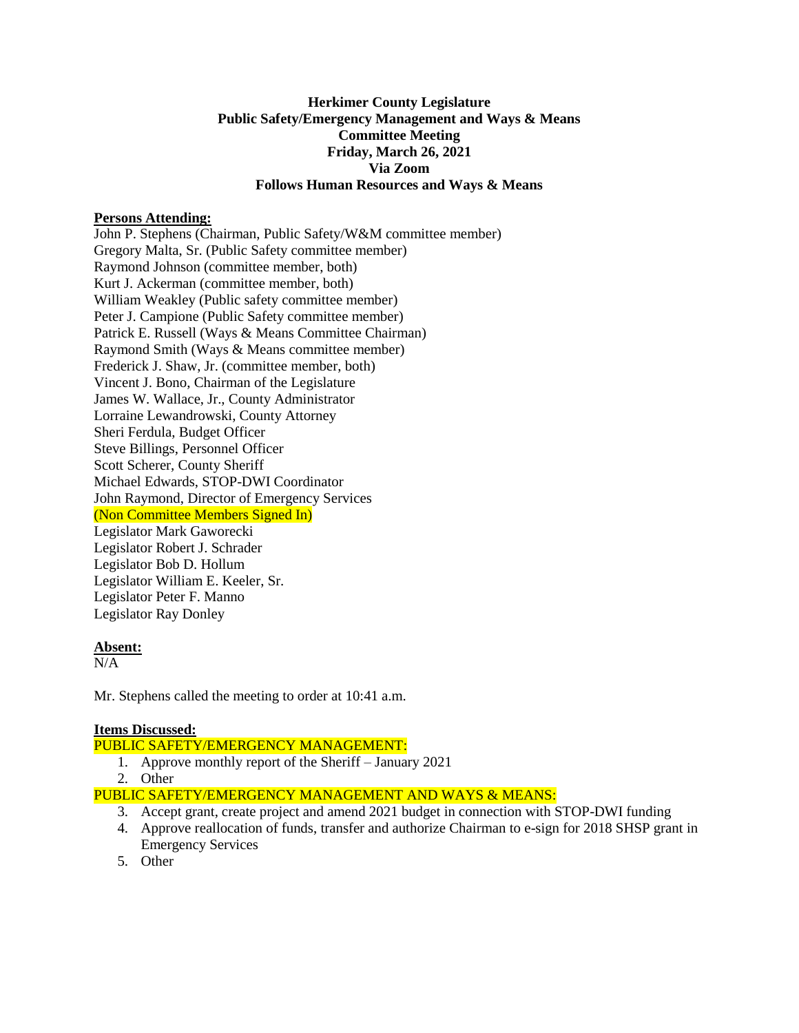**Herkimer County Legislature**
**Public Safety/Emergency Management and Ways & Means**
**Committee Meeting**
**Friday, March 26, 2021**
**Via Zoom**
**Follows Human Resources and Ways & Means**

**Persons Attending:**

John P. Stephens (Chairman, Public Safety/W&M committee member)
Gregory Malta, Sr. (Public Safety committee member)
Raymond Johnson (committee member, both)
Kurt J. Ackerman (committee member, both)
William Weakley (Public safety committee member)
Peter J. Campione (Public Safety committee member)
Patrick E. Russell (Ways & Means Committee Chairman)
Raymond Smith (Ways & Means committee member)
Frederick J. Shaw, Jr. (committee member, both)
Vincent J. Bono, Chairman of the Legislature
James W. Wallace, Jr., County Administrator
Lorraine Lewandrowski, County Attorney
Sheri Ferdula, Budget Officer
Steve Billings, Personnel Officer
Scott Scherer, County Sheriff
Michael Edwards, STOP-DWI Coordinator
John Raymond, Director of Emergency Services
(Non Committee Members Signed In)
Legislator Mark Gaworecki
Legislator Robert J. Schrader
Legislator Bob D. Hollum
Legislator William E. Keeler, Sr.
Legislator Peter F. Manno
Legislator Ray Donley

**Absent:**

N/A

Mr. Stephens called the meeting to order at 10:41 a.m.

**Items Discussed:**

PUBLIC SAFETY/EMERGENCY MANAGEMENT:

1. Approve monthly report of the Sheriff – January 2021
2. Other

PUBLIC SAFETY/EMERGENCY MANAGEMENT AND WAYS & MEANS:

3. Accept grant, create project and amend 2021 budget in connection with STOP-DWI funding
4. Approve reallocation of funds, transfer and authorize Chairman to e-sign for 2018 SHSP grant in Emergency Services
5. Other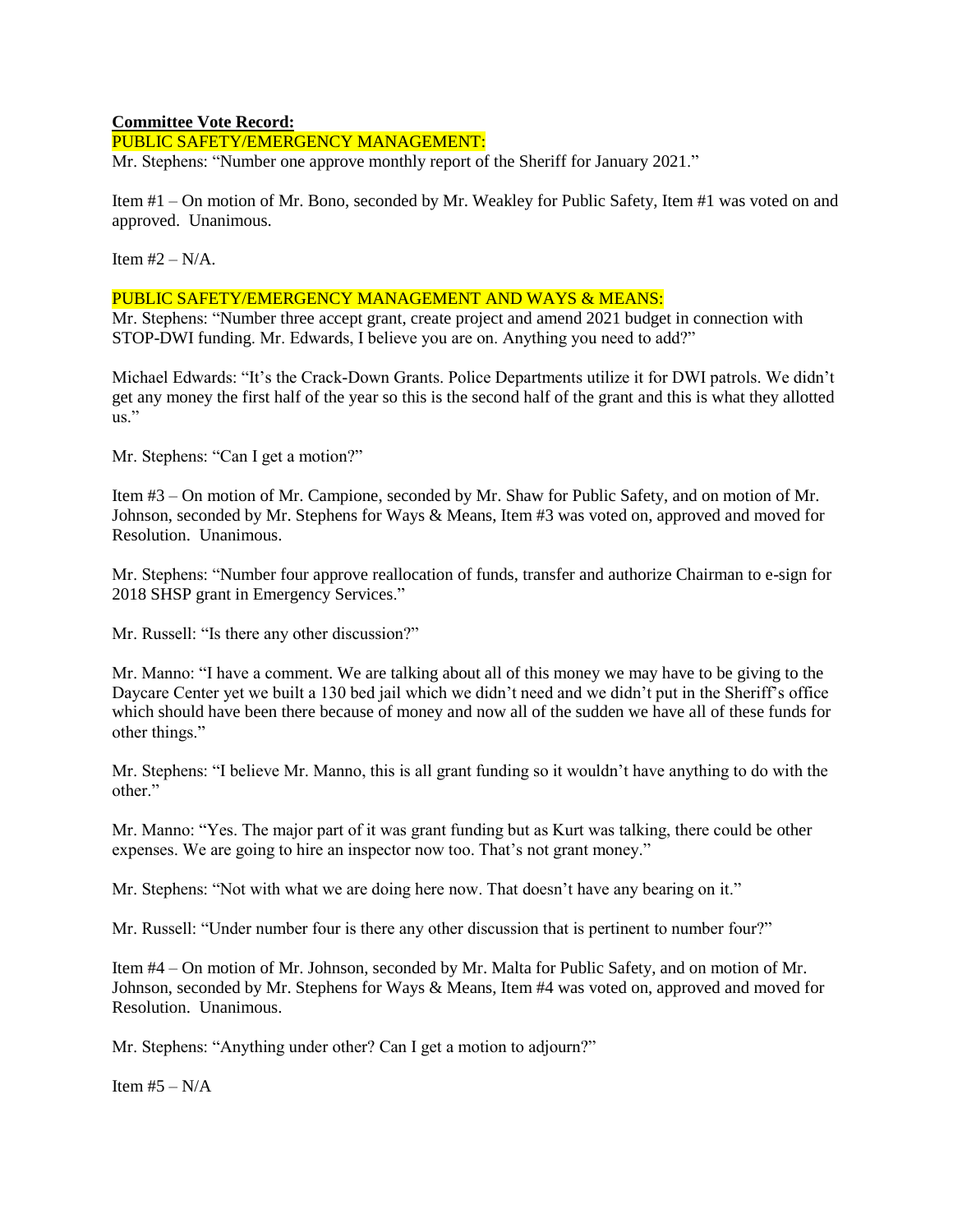**Committee Vote Record:**

PUBLIC SAFETY/EMERGENCY MANAGEMENT:

Mr. Stephens: "Number one approve monthly report of the Sheriff for January 2021."

Item #1 – On motion of Mr. Bono, seconded by Mr. Weakley for Public Safety, Item #1 was voted on and approved. Unanimous.

Item #2 – N/A.

PUBLIC SAFETY/EMERGENCY MANAGEMENT AND WAYS & MEANS:

Mr. Stephens: "Number three accept grant, create project and amend 2021 budget in connection with STOP-DWI funding. Mr. Edwards, I believe you are on. Anything you need to add?"

Michael Edwards: "It's the Crack-Down Grants. Police Departments utilize it for DWI patrols. We didn't get any money the first half of the year so this is the second half of the grant and this is what they allotted us."

Mr. Stephens: "Can I get a motion?"

Item #3 – On motion of Mr. Campione, seconded by Mr. Shaw for Public Safety, and on motion of Mr. Johnson, seconded by Mr. Stephens for Ways & Means, Item #3 was voted on, approved and moved for Resolution. Unanimous.

Mr. Stephens: "Number four approve reallocation of funds, transfer and authorize Chairman to e-sign for 2018 SHSP grant in Emergency Services."

Mr. Russell: "Is there any other discussion?"

Mr. Manno: "I have a comment. We are talking about all of this money we may have to be giving to the Daycare Center yet we built a 130 bed jail which we didn't need and we didn't put in the Sheriff's office which should have been there because of money and now all of the sudden we have all of these funds for other things."

Mr. Stephens: "I believe Mr. Manno, this is all grant funding so it wouldn't have anything to do with the other."

Mr. Manno: "Yes. The major part of it was grant funding but as Kurt was talking, there could be other expenses. We are going to hire an inspector now too. That's not grant money."

Mr. Stephens: "Not with what we are doing here now. That doesn't have any bearing on it."

Mr. Russell: "Under number four is there any other discussion that is pertinent to number four?"

Item #4 – On motion of Mr. Johnson, seconded by Mr. Malta for Public Safety, and on motion of Mr. Johnson, seconded by Mr. Stephens for Ways & Means, Item #4 was voted on, approved and moved for Resolution. Unanimous.

Mr. Stephens: "Anything under other? Can I get a motion to adjourn?"

Item #5 – N/A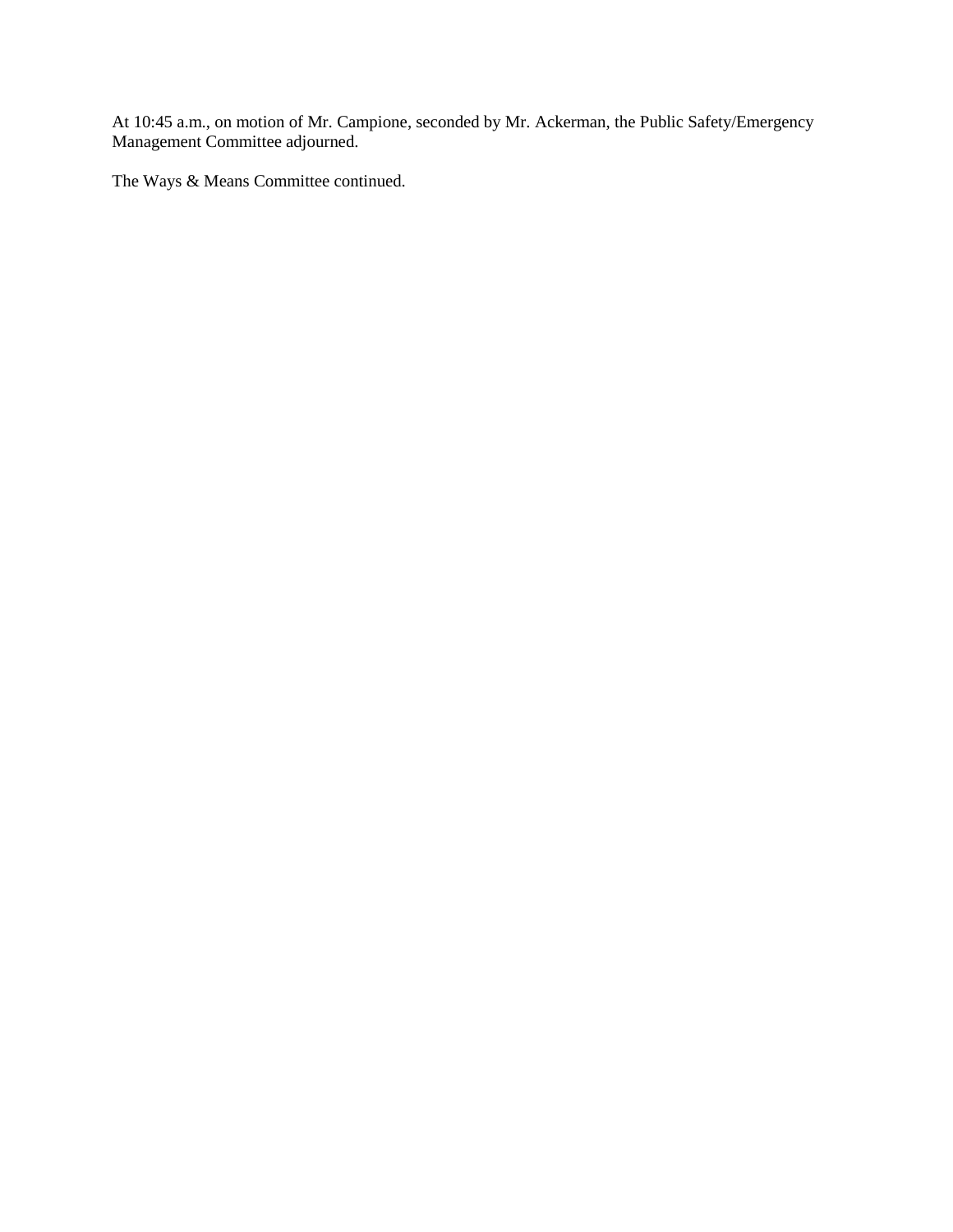At 10:45 a.m., on motion of Mr. Campione, seconded by Mr. Ackerman, the Public Safety/Emergency Management Committee adjourned.

The Ways & Means Committee continued.